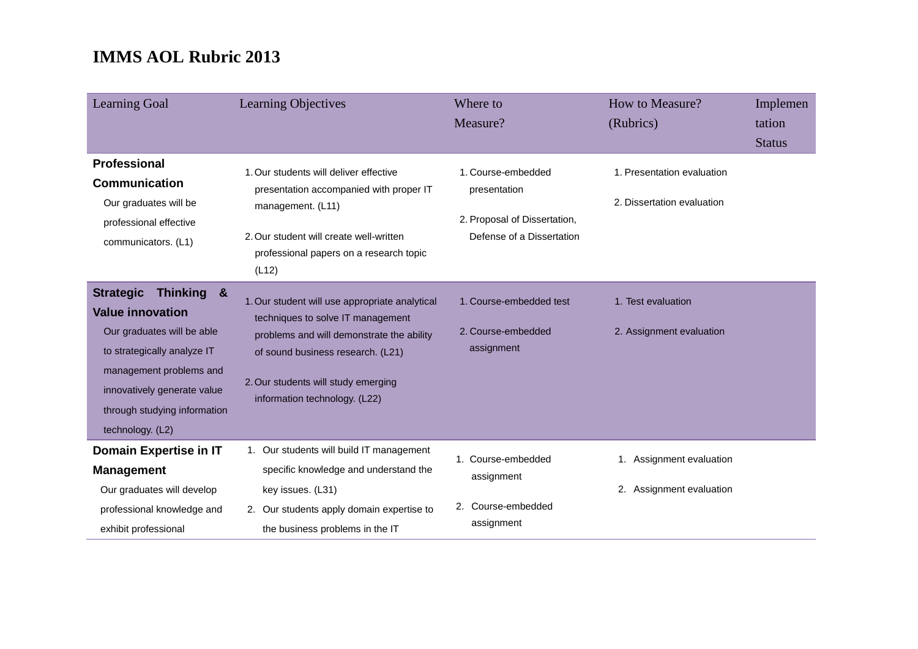# IMMS AOL Rubric 2013

| Learning Goal | Learning Objectives | Where to Measure? | How to Measure? (Rubrics) | Implementation Status |
|---|---|---|---|---|
| **Professional Communication** Our graduates will be professional effective communicators. (L1) | 1. Our students will deliver effective presentation accompanied with proper IT management. (L11) 2. Our student will create well-written professional papers on a research topic (L12) | 1. Course-embedded presentation 2. Proposal of Dissertation, Defense of a Dissertation | 1. Presentation evaluation 2. Dissertation evaluation | |
| **Strategic Thinking & Value innovation** Our graduates will be able to strategically analyze IT management problems and innovatively generate value through studying information technology. (L2) | 1. Our student will use appropriate analytical techniques to solve IT management problems and will demonstrate the ability of sound business research. (L21) 2. Our students will study emerging information technology. (L22) | 1. Course-embedded test 2. Course-embedded assignment | 1. Test evaluation 2. Assignment evaluation | |
| **Domain Expertise in IT Management** Our graduates will develop professional knowledge and exhibit professional | 1. Our students will build IT management specific knowledge and understand the key issues. (L31) 2. Our students apply domain expertise to the business problems in the IT | 1. Course-embedded assignment 2. Course-embedded assignment | 1. Assignment evaluation 2. Assignment evaluation | |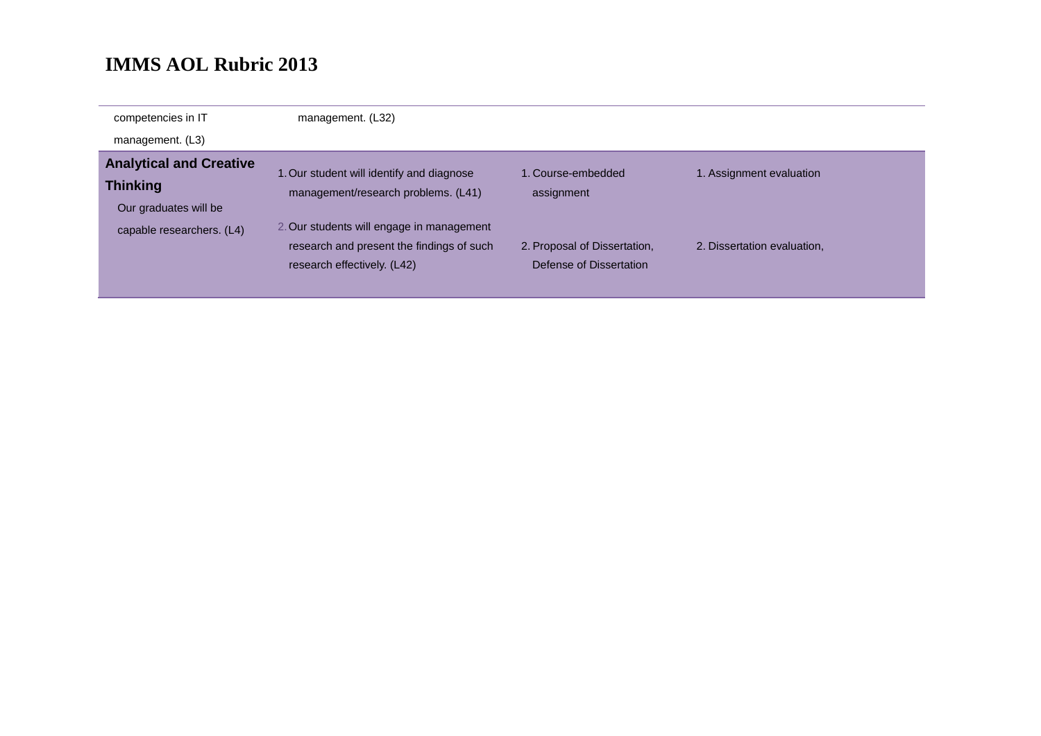# IMMS AOL Rubric 2013

| | | | |
|---|---|---|---|
| competencies in IT management. (L3) | management. (L32) | | |
| **Analytical and Creative Thinking** Our graduates will be capable researchers. (L4) | 1. Our student will identify and diagnose management/research problems. (L41)<br><br>2. Our students will engage in management research and present the findings of such research effectively. (L42) | 1. Course-embedded assignment<br><br>2. Proposal of Dissertation, Defense of Dissertation | 1. Assignment evaluation<br><br>2. Dissertation evaluation, |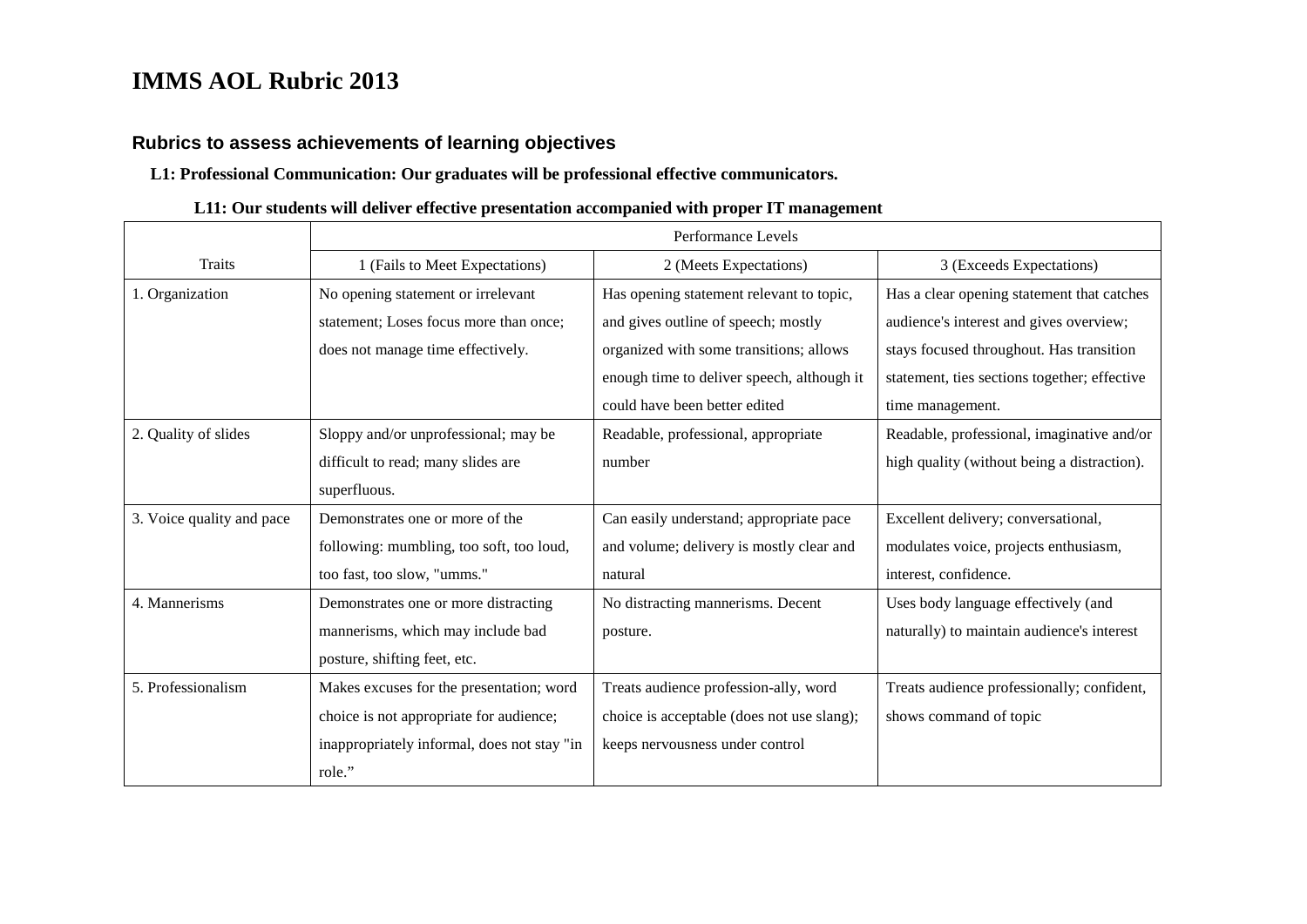# IMMS AOL Rubric 2013

## Rubrics to assess achievements of learning objectives

**L1: Professional Communication: Our graduates will be professional effective communicators.**

**L11: Our students will deliver effective presentation accompanied with proper IT management**

| | Performance Levels | | |
|---|---|---|---|
| Traits | 1 (Fails to Meet Expectations) | 2 (Meets Expectations) | 3 (Exceeds Expectations) |
| 1. Organization | No opening statement or irrelevant statement; Loses focus more than once; does not manage time effectively. | Has opening statement relevant to topic, and gives outline of speech; mostly organized with some transitions; allows enough time to deliver speech, although it could have been better edited | Has a clear opening statement that catches audience's interest and gives overview; stays focused throughout. Has transition statement, ties sections together; effective time management. |
| 2. Quality of slides | Sloppy and/or unprofessional; may be difficult to read; many slides are superfluous. | Readable, professional, appropriate number | Readable, professional, imaginative and/or high quality (without being a distraction). |
| 3. Voice quality and pace | Demonstrates one or more of the following: mumbling, too soft, too loud, too fast, too slow, "umms." | Can easily understand; appropriate pace and volume; delivery is mostly clear and natural | Excellent delivery; conversational, modulates voice, projects enthusiasm, interest, confidence. |
| 4. Mannerisms | Demonstrates one or more distracting mannerisms, which may include bad posture, shifting feet, etc. | No distracting mannerisms. Decent posture. | Uses body language effectively (and naturally) to maintain audience's interest |
| 5. Professionalism | Makes excuses for the presentation; word choice is not appropriate for audience; inappropriately informal, does not stay "in role." | Treats audience profession-ally, word choice is acceptable (does not use slang); keeps nervousness under control | Treats audience professionally; confident, shows command of topic |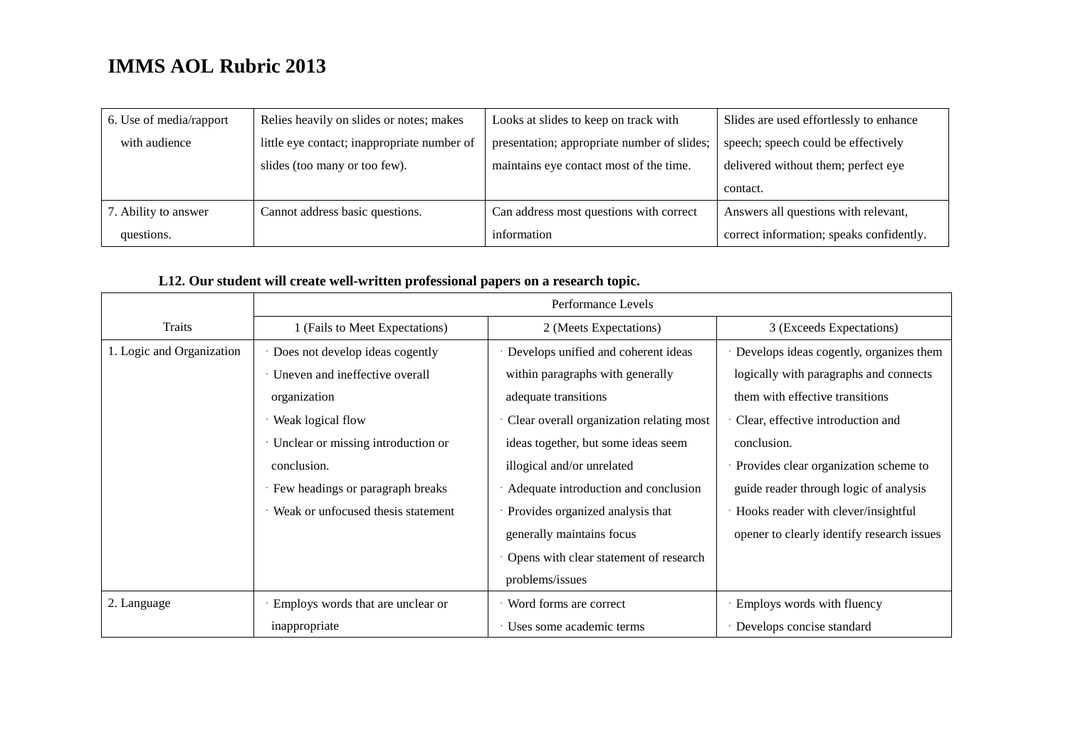# IMMS AOL Rubric 2013

| | | | |
|---|---|---|---|
| 6. Use of media/rapport with audience | Relies heavily on slides or notes; makes little eye contact; inappropriate number of slides (too many or too few). | Looks at slides to keep on track with presentation; appropriate number of slides; maintains eye contact most of the time. | Slides are used effortlessly to enhance speech; speech could be effectively delivered without them; perfect eye contact. |
| 7. Ability to answer questions. | Cannot address basic questions. | Can address most questions with correct information | Answers all questions with relevant, correct information; speaks confidently. |

**L12. Our student will create well-written professional papers on a research topic.**

| Traits | Performance Levels | | |
|---|---|---|---|
| | 1 (Fails to Meet Expectations) | 2 (Meets Expectations) | 3 (Exceeds Expectations) |
| 1. Logic and Organization | · Does not develop ideas cogently<br>· Uneven and ineffective overall organization<br>· Weak logical flow<br>· Unclear or missing introduction or conclusion.<br>· Few headings or paragraph breaks<br>· Weak or unfocused thesis statement | · Develops unified and coherent ideas within paragraphs with generally adequate transitions<br>· Clear overall organization relating most ideas together, but some ideas seem illogical and/or unrelated<br>· Adequate introduction and conclusion<br>· Provides organized analysis that generally maintains focus<br>· Opens with clear statement of research problems/issues | · Develops ideas cogently, organizes them logically with paragraphs and connects them with effective transitions<br>· Clear, effective introduction and conclusion.<br>· Provides clear organization scheme to guide reader through logic of analysis<br>· Hooks reader with clever/insightful opener to clearly identify research issues |
| 2. Language | · Employs words that are unclear or inappropriate | · Word forms are correct<br>· Uses some academic terms | · Employs words with fluency<br>· Develops concise standard |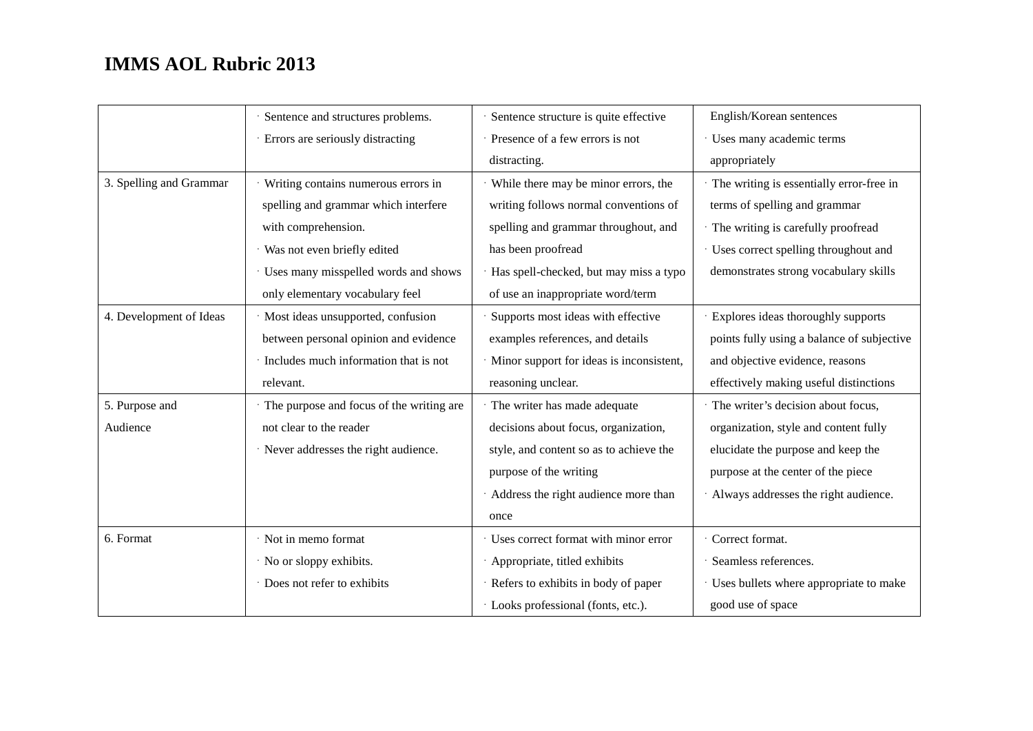# IMMS AOL Rubric 2013

| | | | |
|---|---|---|---|
| | · Sentence and structures problems.<br>· Errors are seriously distracting | · Sentence structure is quite effective<br>· Presence of a few errors is not distracting. | English/Korean sentences<br>· Uses many academic terms appropriately |
| 3. Spelling and Grammar | · Writing contains numerous errors in spelling and grammar which interfere with comprehension.<br>· Was not even briefly edited<br>· Uses many misspelled words and shows only elementary vocabulary feel | · While there may be minor errors, the writing follows normal conventions of spelling and grammar throughout, and has been proofread<br>· Has spell-checked, but may miss a typo of use an inappropriate word/term | · The writing is essentially error-free in terms of spelling and grammar<br>· The writing is carefully proofread<br>· Uses correct spelling throughout and demonstrates strong vocabulary skills |
| 4. Development of Ideas | · Most ideas unsupported, confusion between personal opinion and evidence<br>· Includes much information that is not relevant. | · Supports most ideas with effective examples references, and details<br>· Minor support for ideas is inconsistent, reasoning unclear. | · Explores ideas thoroughly supports points fully using a balance of subjective and objective evidence, reasons effectively making useful distinctions |
| 5. Purpose and Audience | · The purpose and focus of the writing are not clear to the reader<br>· Never addresses the right audience. | · The writer has made adequate decisions about focus, organization, style, and content so as to achieve the purpose of the writing<br>· Address the right audience more than once | · The writer's decision about focus, organization, style and content fully elucidate the purpose and keep the purpose at the center of the piece<br>· Always addresses the right audience. |
| 6. Format | · Not in memo format<br>· No or sloppy exhibits.<br>· Does not refer to exhibits | · Uses correct format with minor error<br>· Appropriate, titled exhibits<br>· Refers to exhibits in body of paper<br>· Looks professional (fonts, etc.). | · Correct format.<br>· Seamless references.<br>· Uses bullets where appropriate to make good use of space |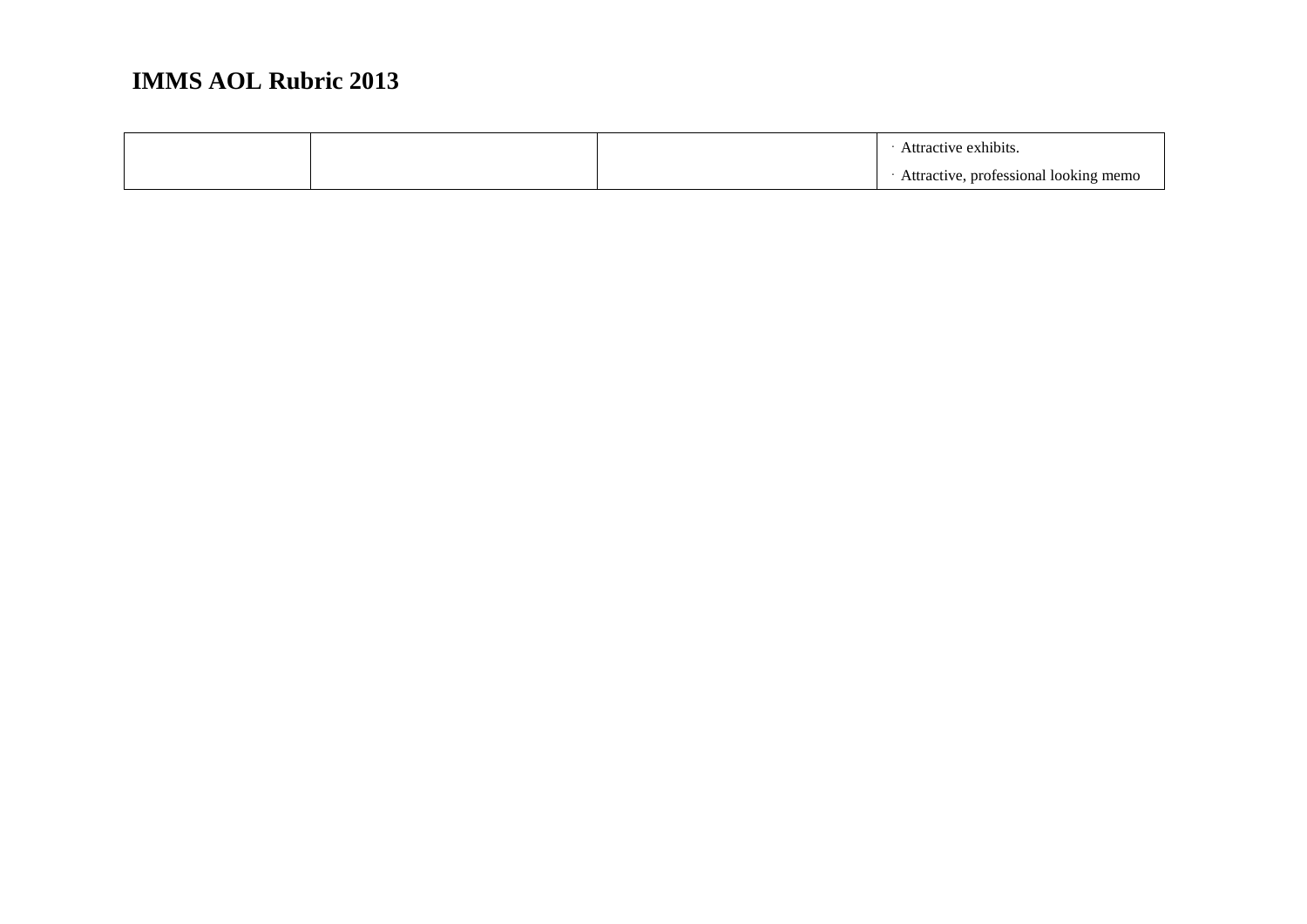**IMMS AOL Rubric 2013**

| | | | |
|---|---|---|---|
| | | | · Attractive exhibits.<br>· Attractive, professional looking memo |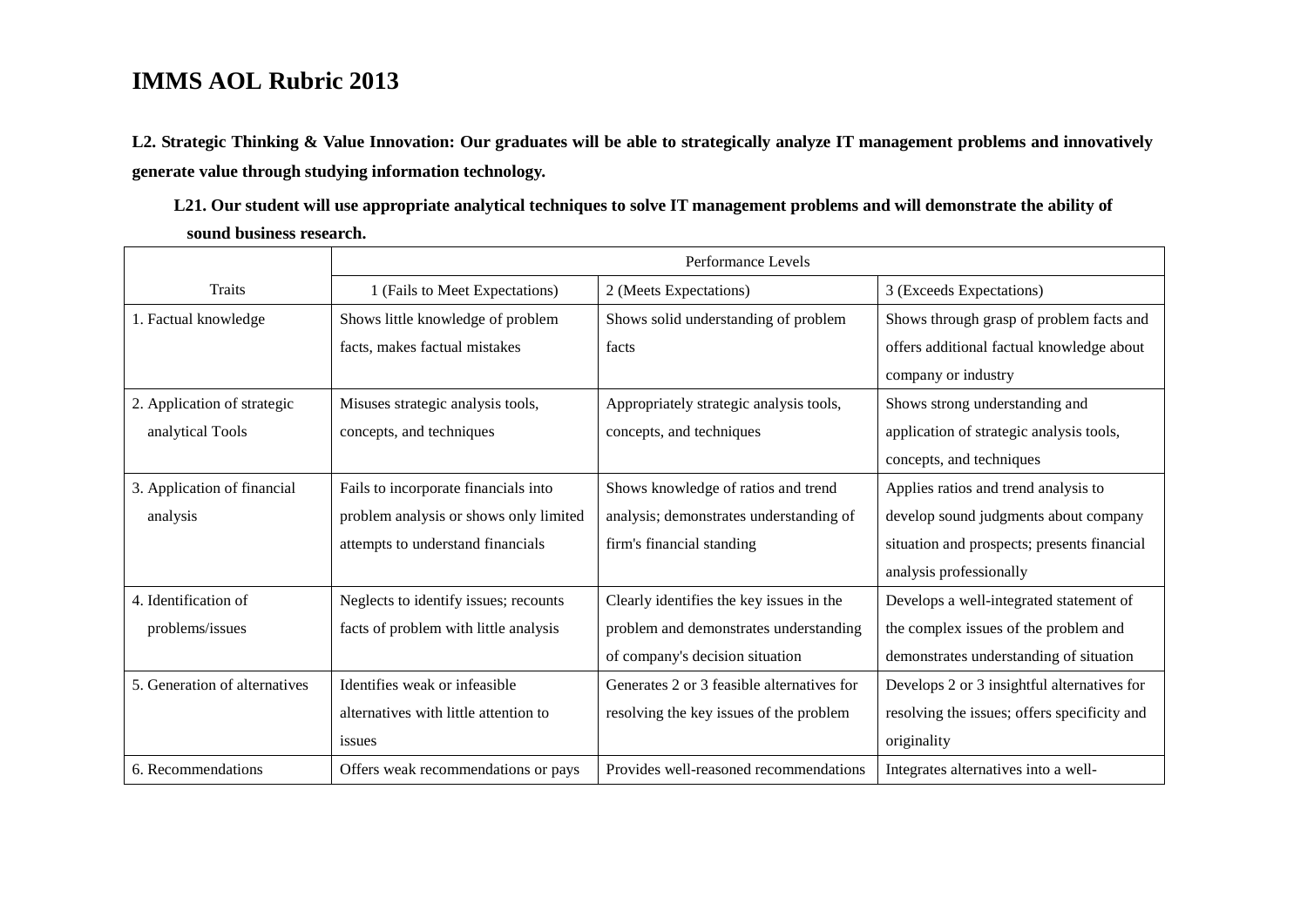# IMMS AOL Rubric 2013

**L2. Strategic Thinking & Value Innovation: Our graduates will be able to strategically analyze IT management problems and innovatively generate value through studying information technology.**

**L21. Our student will use appropriate analytical techniques to solve IT management problems and will demonstrate the ability of sound business research.**

| | Performance Levels | | |
|---|---|---|---|
| Traits | 1 (Fails to Meet Expectations) | 2 (Meets Expectations) | 3 (Exceeds Expectations) |
| 1. Factual knowledge | Shows little knowledge of problem facts, makes factual mistakes | Shows solid understanding of problem facts | Shows through grasp of problem facts and offers additional factual knowledge about company or industry |
| 2. Application of strategic analytical Tools | Misuses strategic analysis tools, concepts, and techniques | Appropriately strategic analysis tools, concepts, and techniques | Shows strong understanding and application of strategic analysis tools, concepts, and techniques |
| 3. Application of financial analysis | Fails to incorporate financials into problem analysis or shows only limited attempts to understand financials | Shows knowledge of ratios and trend analysis; demonstrates understanding of firm's financial standing | Applies ratios and trend analysis to develop sound judgments about company situation and prospects; presents financial analysis professionally |
| 4. Identification of problems/issues | Neglects to identify issues; recounts facts of problem with little analysis | Clearly identifies the key issues in the problem and demonstrates understanding of company's decision situation | Develops a well-integrated statement of the complex issues of the problem and demonstrates understanding of situation |
| 5. Generation of alternatives | Identifies weak or infeasible alternatives with little attention to issues | Generates 2 or 3 feasible alternatives for resolving the key issues of the problem | Develops 2 or 3 insightful alternatives for resolving the issues; offers specificity and originality |
| 6. Recommendations | Offers weak recommendations or pays | Provides well-reasoned recommendations | Integrates alternatives into a well- |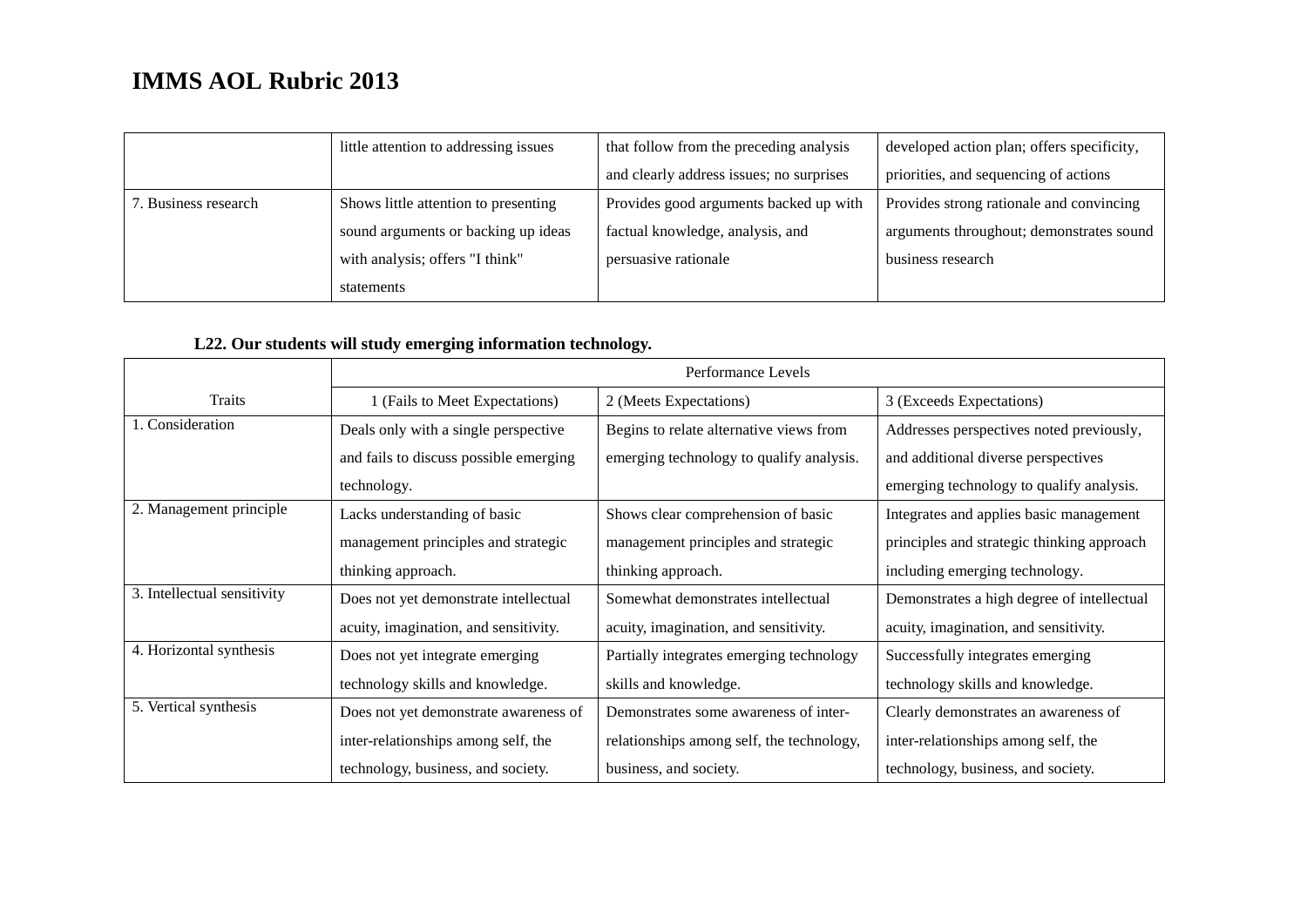# IMMS AOL Rubric 2013

| | | | |
|---|---|---|---|
| | little attention to addressing issues | that follow from the preceding analysis and clearly address issues; no surprises | developed action plan; offers specificity, priorities, and sequencing of actions |
| 7. Business research | Shows little attention to presenting sound arguments or backing up ideas with analysis; offers "I think" statements | Provides good arguments backed up with factual knowledge, analysis, and persuasive rationale | Provides strong rationale and convincing arguments throughout; demonstrates sound business research |

**L22. Our students will study emerging information technology.**

| | Performance Levels | | |
|---|---|---|---|
| Traits | 1 (Fails to Meet Expectations) | 2 (Meets Expectations) | 3 (Exceeds Expectations) |
| 1. Consideration | Deals only with a single perspective and fails to discuss possible emerging technology. | Begins to relate alternative views from emerging technology to qualify analysis. | Addresses perspectives noted previously, and additional diverse perspectives emerging technology to qualify analysis. |
| 2. Management principle | Lacks understanding of basic management principles and strategic thinking approach. | Shows clear comprehension of basic management principles and strategic thinking approach. | Integrates and applies basic management principles and strategic thinking approach including emerging technology. |
| 3. Intellectual sensitivity | Does not yet demonstrate intellectual acuity, imagination, and sensitivity. | Somewhat demonstrates intellectual acuity, imagination, and sensitivity. | Demonstrates a high degree of intellectual acuity, imagination, and sensitivity. |
| 4. Horizontal synthesis | Does not yet integrate emerging technology skills and knowledge. | Partially integrates emerging technology skills and knowledge. | Successfully integrates emerging technology skills and knowledge. |
| 5. Vertical synthesis | Does not yet demonstrate awareness of inter-relationships among self, the technology, business, and society. | Demonstrates some awareness of inter-relationships among self, the technology, business, and society. | Clearly demonstrates an awareness of inter-relationships among self, the technology, business, and society. |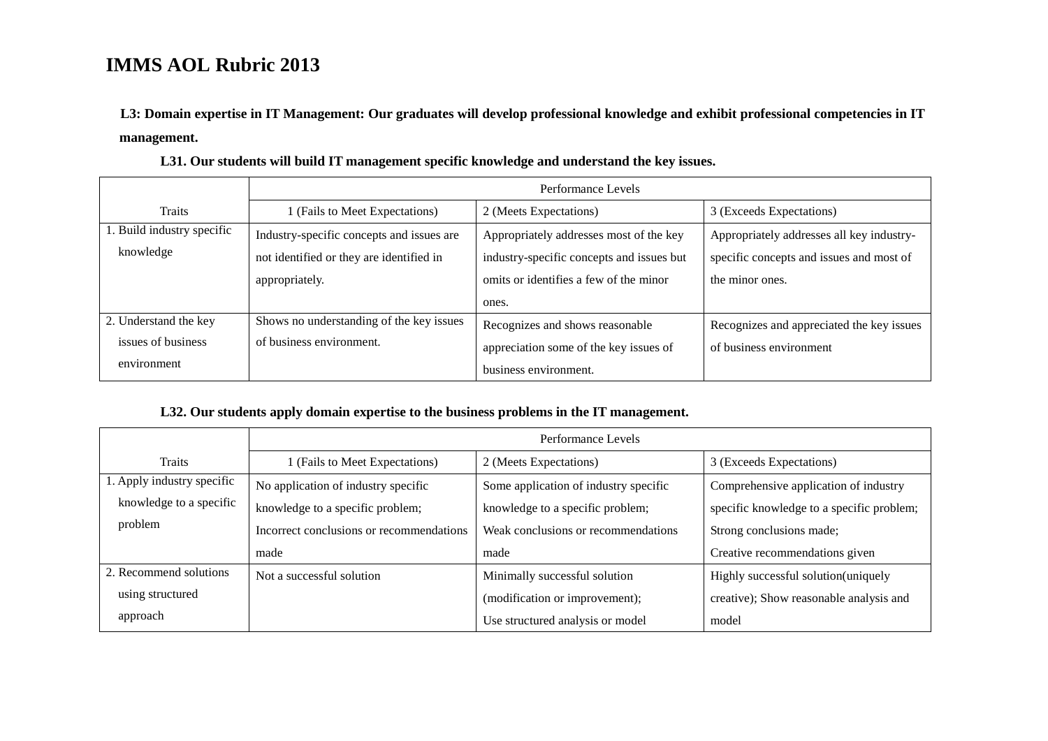# IMMS AOL Rubric 2013

**L3: Domain expertise in IT Management: Our graduates will develop professional knowledge and exhibit professional competencies in IT management.**

**L31. Our students will build IT management specific knowledge and understand the key issues.**

| Traits | Performance Levels | | |
|---|---|---|---|
| | 1 (Fails to Meet Expectations) | 2 (Meets Expectations) | 3 (Exceeds Expectations) |
| 1. Build industry specific knowledge | Industry-specific concepts and issues are not identified or they are identified in appropriately. | Appropriately addresses most of the key industry-specific concepts and issues but omits or identifies a few of the minor ones. | Appropriately addresses all key industry-specific concepts and issues and most of the minor ones. |
| 2. Understand the key issues of business environment | Shows no understanding of the key issues of business environment. | Recognizes and shows reasonable appreciation some of the key issues of business environment. | Recognizes and appreciated the key issues of business environment |

**L32. Our students apply domain expertise to the business problems in the IT management.**

| Traits | Performance Levels | | |
|---|---|---|---|
| | 1 (Fails to Meet Expectations) | 2 (Meets Expectations) | 3 (Exceeds Expectations) |
| 1. Apply industry specific knowledge to a specific problem | No application of industry specific knowledge to a specific problem; Incorrect conclusions or recommendations made | Some application of industry specific knowledge to a specific problem; Weak conclusions or recommendations made | Comprehensive application of industry specific knowledge to a specific problem; Strong conclusions made; Creative recommendations given |
| 2. Recommend solutions using structured approach | Not a successful solution | Minimally successful solution (modification or improvement); Use structured analysis or model | Highly successful solution(uniquely creative); Show reasonable analysis and model |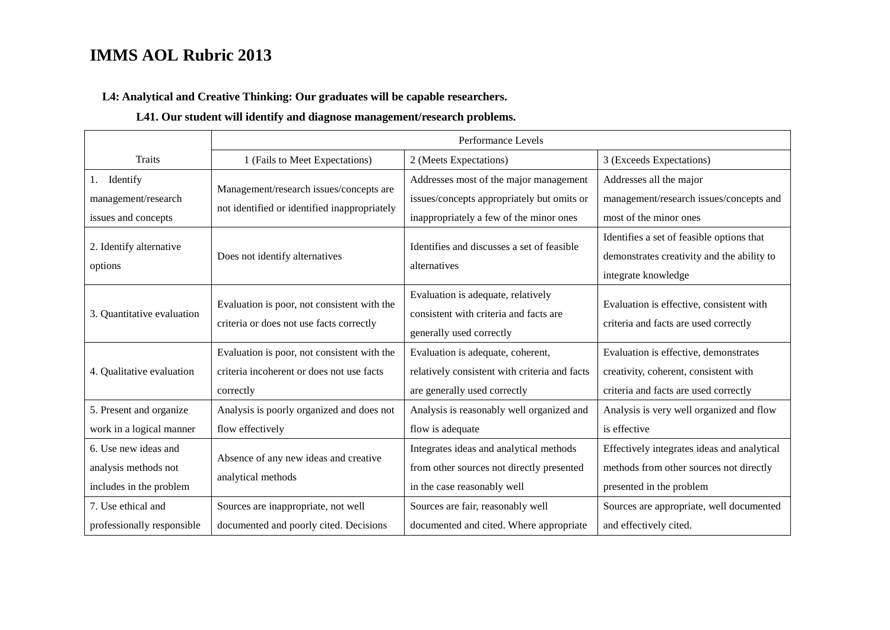# IMMS AOL Rubric 2013

**L4: Analytical and Creative Thinking: Our graduates will be capable researchers.**

**L41. Our student will identify and diagnose management/research problems.**

| Traits | Performance Levels | | |
|---|---|---|---|
| | 1 (Fails to Meet Expectations) | 2 (Meets Expectations) | 3 (Exceeds Expectations) |
| 1. Identify management/research issues and concepts | Management/research issues/concepts are not identified or identified inappropriately | Addresses most of the major management issues/concepts appropriately but omits or inappropriately a few of the minor ones | Addresses all the major management/research issues/concepts and most of the minor ones |
| 2. Identify alternative options | Does not identify alternatives | Identifies and discusses a set of feasible alternatives | Identifies a set of feasible options that demonstrates creativity and the ability to integrate knowledge |
| 3. Quantitative evaluation | Evaluation is poor, not consistent with the criteria or does not use facts correctly | Evaluation is adequate, relatively consistent with criteria and facts are generally used correctly | Evaluation is effective, consistent with criteria and facts are used correctly |
| 4. Qualitative evaluation | Evaluation is poor, not consistent with the criteria incoherent or does not use facts correctly | Evaluation is adequate, coherent, relatively consistent with criteria and facts are generally used correctly | Evaluation is effective, demonstrates creativity, coherent, consistent with criteria and facts are used correctly |
| 5. Present and organize work in a logical manner | Analysis is poorly organized and does not flow effectively | Analysis is reasonably well organized and flow is adequate | Analysis is very well organized and flow is effective |
| 6. Use new ideas and analysis methods not includes in the problem | Absence of any new ideas and creative analytical methods | Integrates ideas and analytical methods from other sources not directly presented in the case reasonably well | Effectively integrates ideas and analytical methods from other sources not directly presented in the problem |
| 7. Use ethical and professionally responsible | Sources are inappropriate, not well documented and poorly cited. Decisions | Sources are fair, reasonably well documented and cited. Where appropriate | Sources are appropriate, well documented and effectively cited. |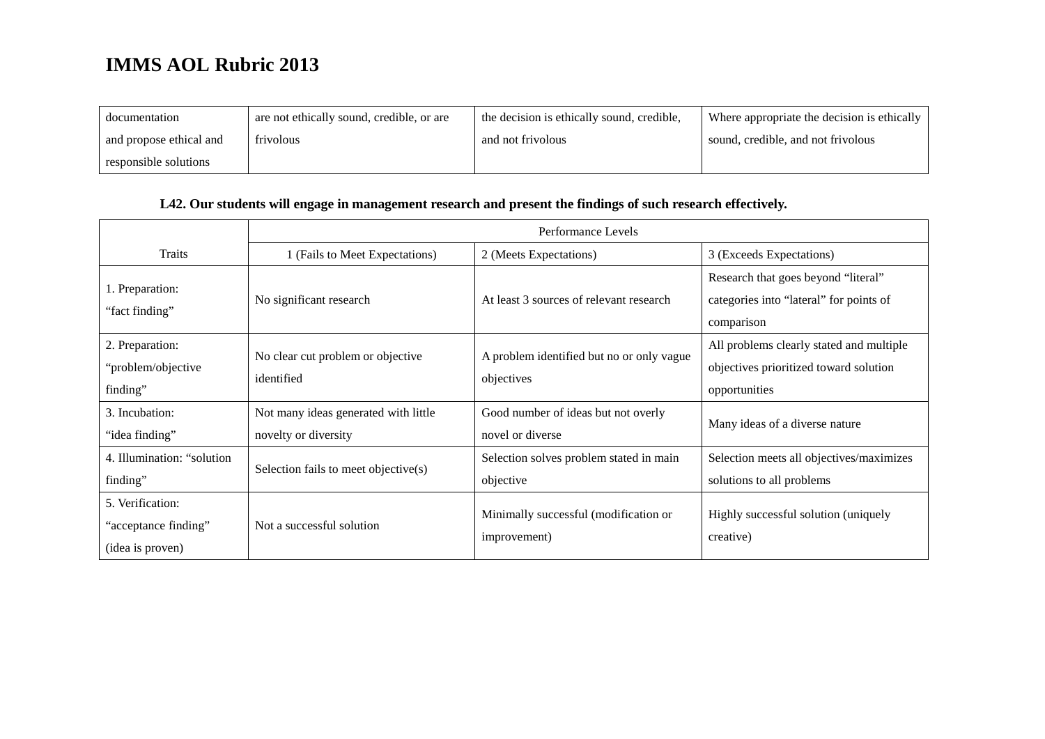| | | | |
|---|---|---|---|
| documentation and propose ethical and responsible solutions | are not ethically sound, credible, or are frivolous | the decision is ethically sound, credible, and not frivolous | Where appropriate the decision is ethically sound, credible, and not frivolous |

**L42. Our students will engage in management research and present the findings of such research effectively.**

| Traits | Performance Levels | | |
|---|---|---|---|
| | 1 (Fails to Meet Expectations) | 2 (Meets Expectations) | 3 (Exceeds Expectations) |
| 1. Preparation: "fact finding" | No significant research | At least 3 sources of relevant research | Research that goes beyond "literal" categories into "lateral" for points of comparison |
| 2. Preparation: "problem/objective finding" | No clear cut problem or objective identified | A problem identified but no or only vague objectives | All problems clearly stated and multiple objectives prioritized toward solution opportunities |
| 3. Incubation: "idea finding" | Not many ideas generated with little novelty or diversity | Good number of ideas but not overly novel or diverse | Many ideas of a diverse nature |
| 4. Illumination: "solution finding" | Selection fails to meet objective(s) | Selection solves problem stated in main objective | Selection meets all objectives/maximizes solutions to all problems |
| 5. Verification: "acceptance finding" (idea is proven) | Not a successful solution | Minimally successful (modification or improvement) | Highly successful solution (uniquely creative) |